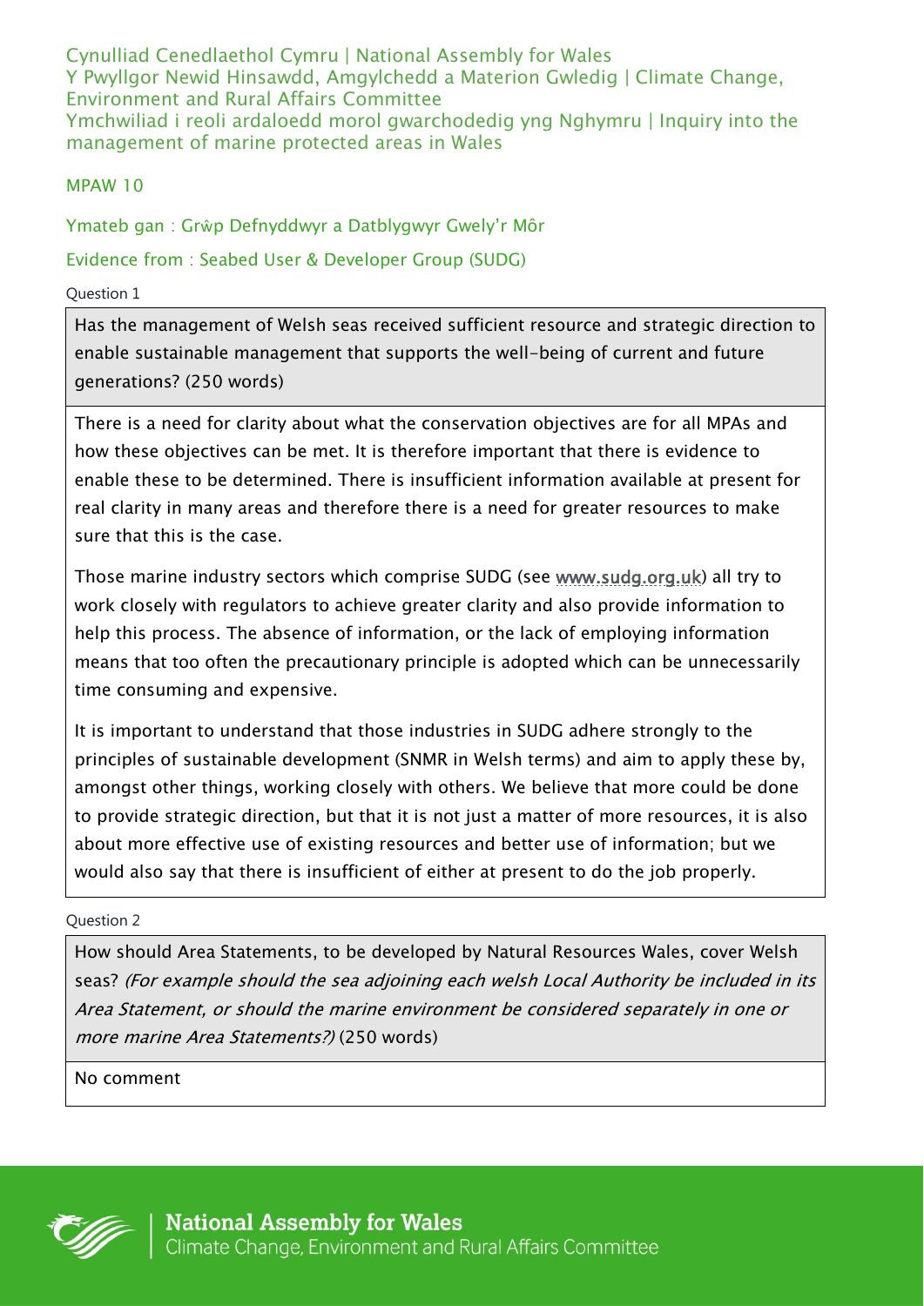Cynulliad Cenedlaethol Cymru | National Assembly for Wales
Y Pwyllgor Newid Hinsawdd, Amgylchedd a Materion Gwledig | Climate Change, Environment and Rural Affairs Committee
Ymchwiliad i reoli ardaloedd morol gwarchodedig yng Nghymru | Inquiry into the management of marine protected areas in Wales

MPAW 10

Ymateb gan : Grŵp Defnyddwyr a Datblygwyr Gwely'r Môr

Evidence from : Seabed User & Developer Group (SUDG)

Question 1

| Has the management of Welsh seas received sufficient resource and strategic direction to enable sustainable management that supports the well-being of current and future generations? (250 words) |
|---|
| There is a need for clarity about what the conservation objectives are for all MPAs and how these objectives can be met. It is therefore important that there is evidence to enable these to be determined. There is insufficient information available at present for real clarity in many areas and therefore there is a need for greater resources to make sure that this is the case.<br><br>Those marine industry sectors which comprise SUDG (see www.sudg.org.uk) all try to work closely with regulators to achieve greater clarity and also provide information to help this process. The absence of information, or the lack of employing information means that too often the precautionary principle is adopted which can be unnecessarily time consuming and expensive.<br><br>It is important to understand that those industries in SUDG adhere strongly to the principles of sustainable development (SNMR in Welsh terms) and aim to apply these by, amongst other things, working closely with others. We believe that more could be done to provide strategic direction, but that it is not just a matter of more resources, it is also about more effective use of existing resources and better use of information; but we would also say that there is insufficient of either at present to do the job properly. |

Question 2

| How should Area Statements, to be developed by Natural Resources Wales, cover Welsh seas? *(For example should the sea adjoining each welsh Local Authority be included in its Area Statement, or should the marine environment be considered separately in one or more marine Area Statements?)* (250 words) |
|---|
| No comment |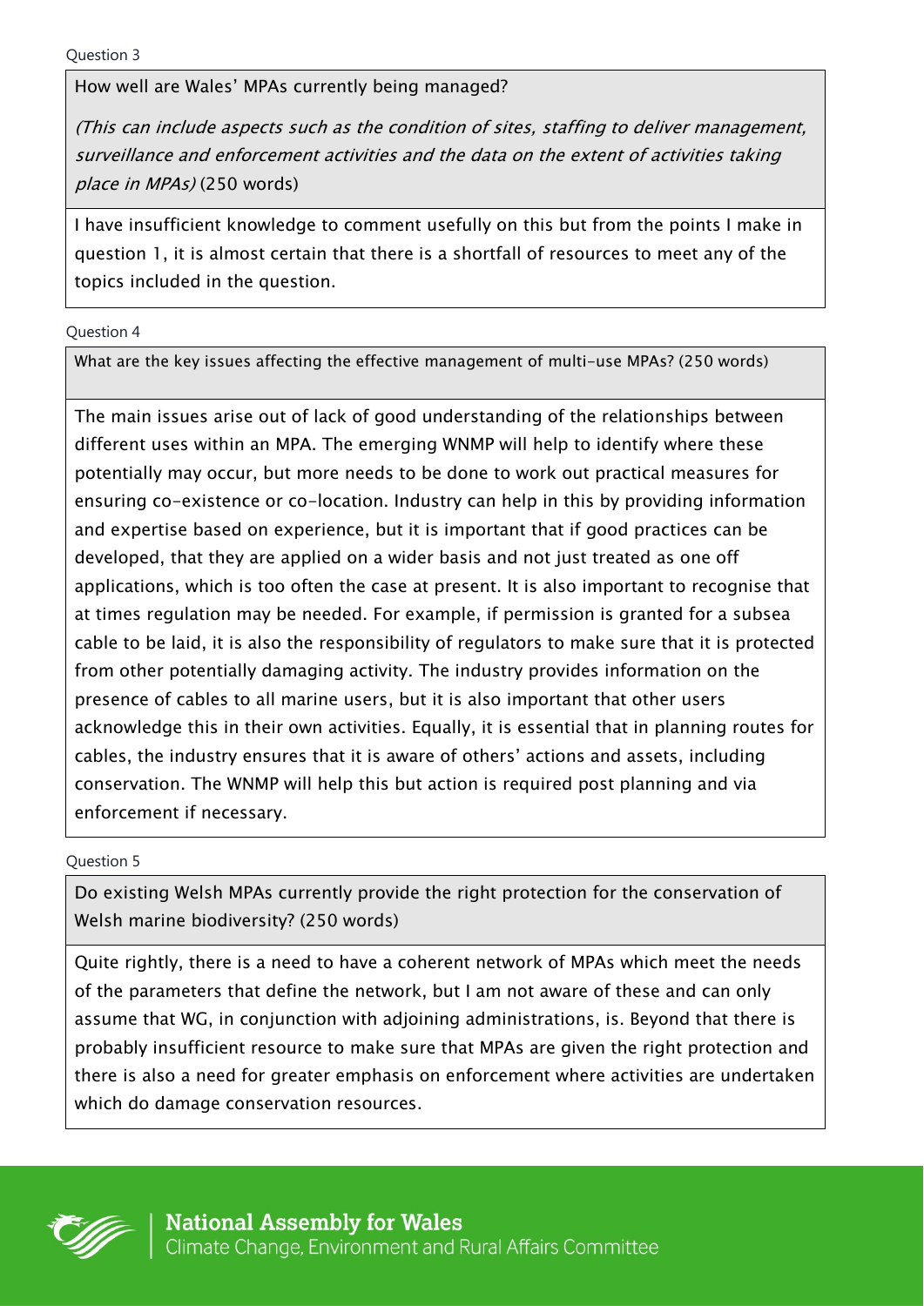Question 3

**How well are Wales' MPAs currently being managed?**

*(This can include aspects such as the condition of sites, staffing to deliver management, surveillance and enforcement activities and the data on the extent of activities taking place in MPAs)* (250 words)

I have insufficient knowledge to comment usefully on this but from the points I make in question 1, it is almost certain that there is a shortfall of resources to meet any of the topics included in the question.

Question 4

**What are the key issues affecting the effective management of multi-use MPAs? (250 words)**

The main issues arise out of lack of good understanding of the relationships between different uses within an MPA. The emerging WNMP will help to identify where these potentially may occur, but more needs to be done to work out practical measures for ensuring co-existence or co-location. Industry can help in this by providing information and expertise based on experience, but it is important that if good practices can be developed, that they are applied on a wider basis and not just treated as one off applications, which is too often the case at present. It is also important to recognise that at times regulation may be needed. For example, if permission is granted for a subsea cable to be laid, it is also the responsibility of regulators to make sure that it is protected from other potentially damaging activity. The industry provides information on the presence of cables to all marine users, but it is also important that other users acknowledge this in their own activities. Equally, it is essential that in planning routes for cables, the industry ensures that it is aware of others' actions and assets, including conservation. The WNMP will help this but action is required post planning and via enforcement if necessary.

Question 5

**Do existing Welsh MPAs currently provide the right protection for the conservation of Welsh marine biodiversity? (250 words)**

Quite rightly, there is a need to have a coherent network of MPAs which meet the needs of the parameters that define the network, but I am not aware of these and can only assume that WG, in conjunction with adjoining administrations, is. Beyond that there is probably insufficient resource to make sure that MPAs are given the right protection and there is also a need for greater emphasis on enforcement where activities are undertaken which do damage conservation resources.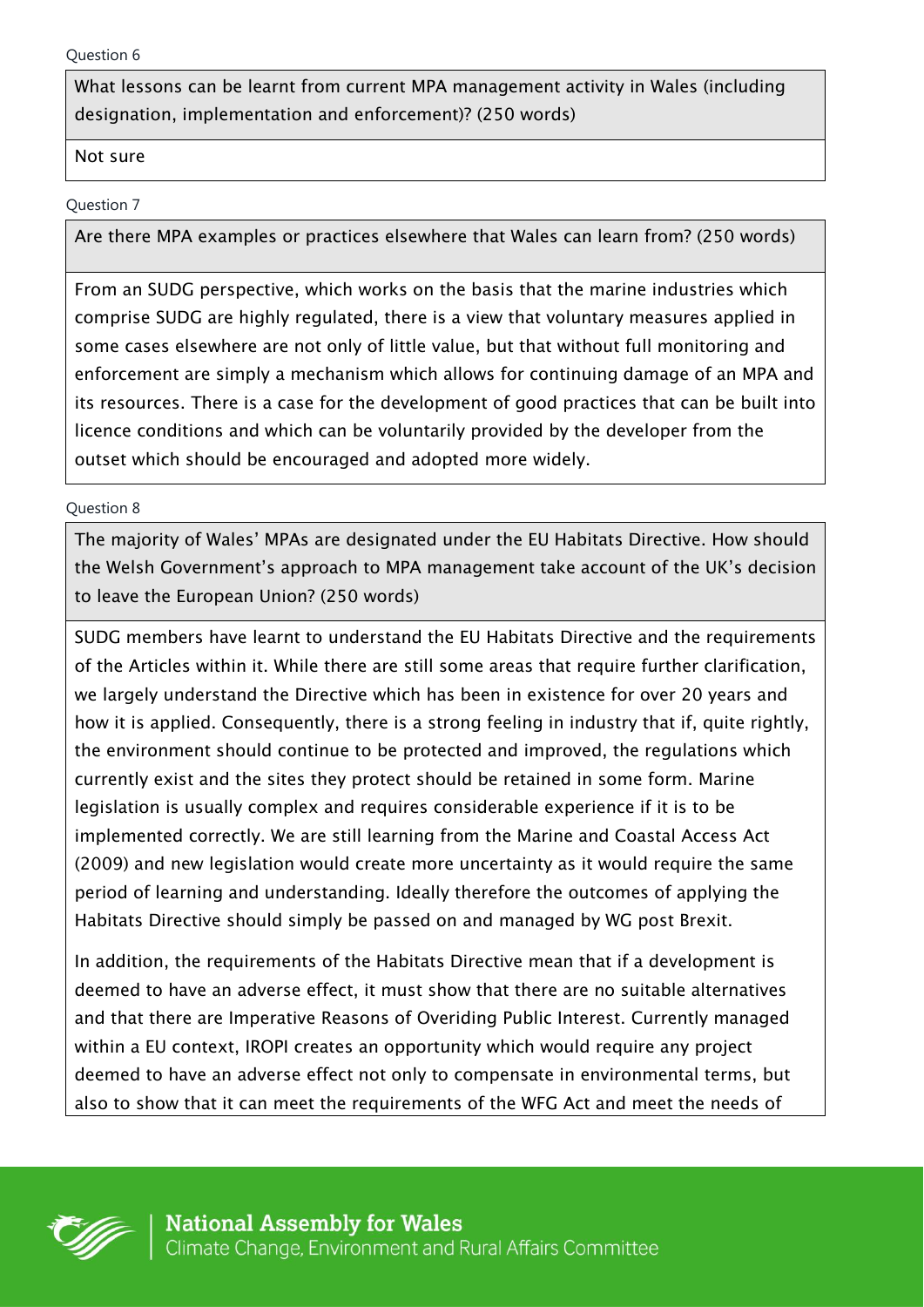Question 6

**What lessons can be learnt from current MPA management activity in Wales (including designation, implementation and enforcement)? (250 words)**

Not sure

Question 7

**Are there MPA examples or practices elsewhere that Wales can learn from? (250 words)**

From an SUDG perspective, which works on the basis that the marine industries which comprise SUDG are highly regulated, there is a view that voluntary measures applied in some cases elsewhere are not only of little value, but that without full monitoring and enforcement are simply a mechanism which allows for continuing damage of an MPA and its resources. There is a case for the development of good practices that can be built into licence conditions and which can be voluntarily provided by the developer from the outset which should be encouraged and adopted more widely.

Question 8

**The majority of Wales' MPAs are designated under the EU Habitats Directive. How should the Welsh Government's approach to MPA management take account of the UK's decision to leave the European Union? (250 words)**

SUDG members have learnt to understand the EU Habitats Directive and the requirements of the Articles within it. While there are still some areas that require further clarification, we largely understand the Directive which has been in existence for over 20 years and how it is applied. Consequently, there is a strong feeling in industry that if, quite rightly, the environment should continue to be protected and improved, the regulations which currently exist and the sites they protect should be retained in some form. Marine legislation is usually complex and requires considerable experience if it is to be implemented correctly. We are still learning from the Marine and Coastal Access Act (2009) and new legislation would create more uncertainty as it would require the same period of learning and understanding. Ideally therefore the outcomes of applying the Habitats Directive should simply be passed on and managed by WG post Brexit.

In addition, the requirements of the Habitats Directive mean that if a development is deemed to have an adverse effect, it must show that there are no suitable alternatives and that there are Imperative Reasons of Overiding Public Interest. Currently managed within a EU context, IROPI creates an opportunity which would require any project deemed to have an adverse effect not only to compensate in environmental terms, but also to show that it can meet the requirements of the WFG Act and meet the needs of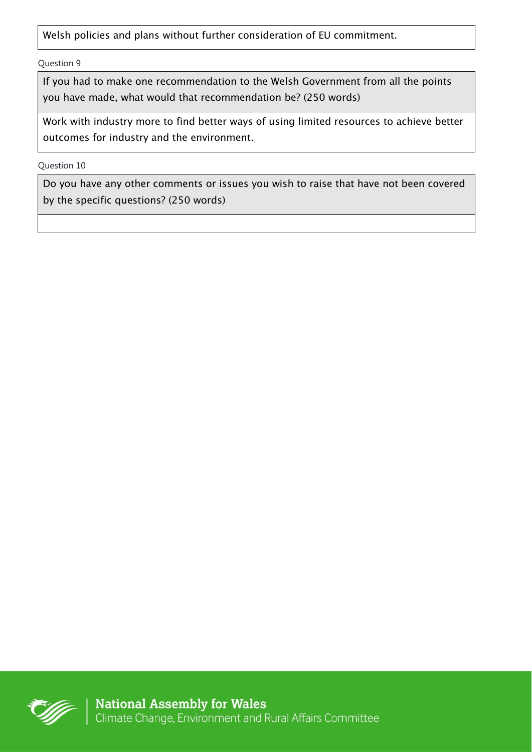Welsh policies and plans without further consideration of EU commitment.

Question 9

| |
|---|
| If you had to make one recommendation to the Welsh Government from all the points you have made, what would that recommendation be? (250 words) |
| Work with industry more to find better ways of using limited resources to achieve better outcomes for industry and the environment. |

Question 10

| |
|---|
| Do you have any other comments or issues you wish to raise that have not been covered by the specific questions? (250 words) |
| |